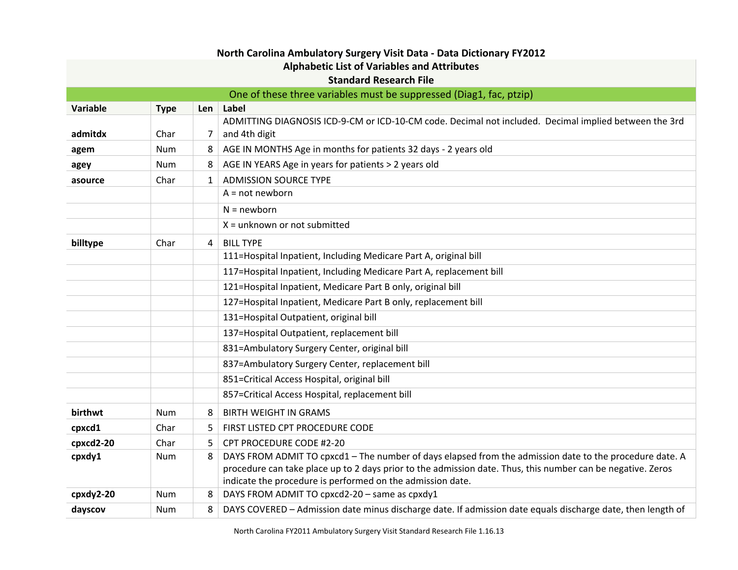# North Carolina Ambulatory Surgery Visit Data - Data Dictionary FY2012

## Alphabetic List of Variables and Attributes

## Standard Research File

One of these three variables must be suppressed (Diag1, fac, ptzip)

| Variable | Type | Len | Label |
|---|---|---|---|
| **admitdx** | Char | 7 | ADMITTING DIAGNOSIS ICD-9-CM or ICD-10-CM code. Decimal not included. Decimal implied between the 3rd and 4th digit |
| **agem** | Num | 8 | AGE IN MONTHS Age in months for patients 32 days - 2 years old |
| **agey** | Num | 8 | AGE IN YEARS Age in years for patients > 2 years old |
| **asource** | Char | 1 | ADMISSION SOURCE TYPE |
| | | | A = not newborn |
| | | | N = newborn |
| | | | X = unknown or not submitted |
| **billtype** | Char | 4 | BILL TYPE |
| | | | 111=Hospital Inpatient, Including Medicare Part A, original bill |
| | | | 117=Hospital Inpatient, Including Medicare Part A, replacement bill |
| | | | 121=Hospital Inpatient, Medicare Part B only, original bill |
| | | | 127=Hospital Inpatient, Medicare Part B only, replacement bill |
| | | | 131=Hospital Outpatient, original bill |
| | | | 137=Hospital Outpatient, replacement bill |
| | | | 831=Ambulatory Surgery Center, original bill |
| | | | 837=Ambulatory Surgery Center, replacement bill |
| | | | 851=Critical Access Hospital, original bill |
| | | | 857=Critical Access Hospital, replacement bill |
| **birthwt** | Num | 8 | BIRTH WEIGHT IN GRAMS |
| **cpxcd1** | Char | 5 | FIRST LISTED CPT PROCEDURE CODE |
| **cpxcd2-20** | Char | 5 | CPT PROCEDURE CODE #2-20 |
| **cpxdy1** | Num | 8 | DAYS FROM ADMIT TO cpxcd1 – The number of days elapsed from the admission date to the procedure date. A procedure can take place up to 2 days prior to the admission date. Thus, this number can be negative. Zeros indicate the procedure is performed on the admission date. |
| **cpxdy2-20** | Num | 8 | DAYS FROM ADMIT TO cpxcd2-20 – same as cpxdy1 |
| **dayscov** | Num | 8 | DAYS COVERED – Admission date minus discharge date. If admission date equals discharge date, then length of |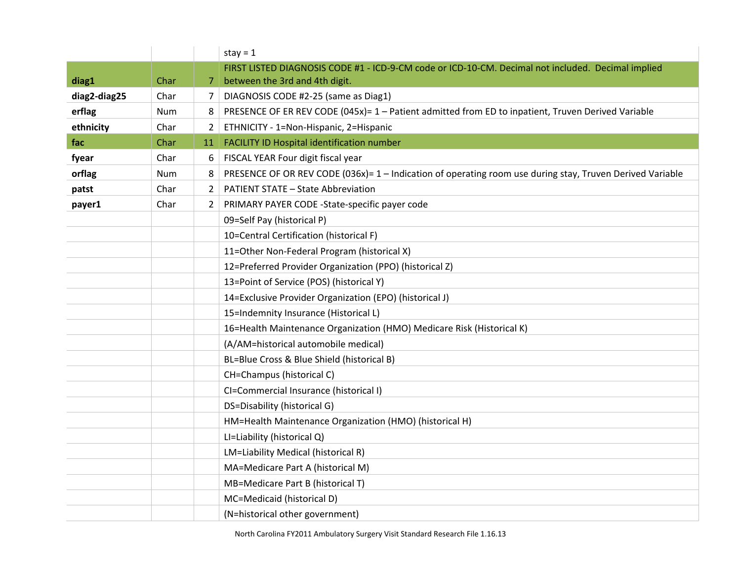| | | | |
|---|---|---|---|
| | | | stay = 1 |
| **diag1** | Char | 7 | FIRST LISTED DIAGNOSIS CODE #1 - ICD-9-CM code or ICD-10-CM. Decimal not included. Decimal implied between the 3rd and 4th digit. |
| **diag2-diag25** | Char | 7 | DIAGNOSIS CODE #2-25 (same as Diag1) |
| **erflag** | Num | 8 | PRESENCE OF ER REV CODE (045x)= 1 – Patient admitted from ED to inpatient, Truven Derived Variable |
| **ethnicity** | Char | 2 | ETHNICITY - 1=Non-Hispanic, 2=Hispanic |
| **fac** | Char | 11 | FACILITY ID Hospital identification number |
| **fyear** | Char | 6 | FISCAL YEAR Four digit fiscal year |
| **orflag** | Num | 8 | PRESENCE OF OR REV CODE (036x)= 1 – Indication of operating room use during stay, Truven Derived Variable |
| **patst** | Char | 2 | PATIENT STATE – State Abbreviation |
| **payer1** | Char | 2 | PRIMARY PAYER CODE -State-specific payer code |
| | | | 09=Self Pay (historical P) |
| | | | 10=Central Certification (historical F) |
| | | | 11=Other Non-Federal Program (historical X) |
| | | | 12=Preferred Provider Organization (PPO) (historical Z) |
| | | | 13=Point of Service (POS) (historical Y) |
| | | | 14=Exclusive Provider Organization (EPO) (historical J) |
| | | | 15=Indemnity Insurance (Historical L) |
| | | | 16=Health Maintenance Organization (HMO) Medicare Risk (Historical K) |
| | | | (A/AM=historical automobile medical) |
| | | | BL=Blue Cross & Blue Shield (historical B) |
| | | | CH=Champus (historical C) |
| | | | CI=Commercial Insurance (historical I) |
| | | | DS=Disability (historical G) |
| | | | HM=Health Maintenance Organization (HMO) (historical H) |
| | | | LI=Liability (historical Q) |
| | | | LM=Liability Medical (historical R) |
| | | | MA=Medicare Part A (historical M) |
| | | | MB=Medicare Part B (historical T) |
| | | | MC=Medicaid (historical D) |
| | | | (N=historical other government) |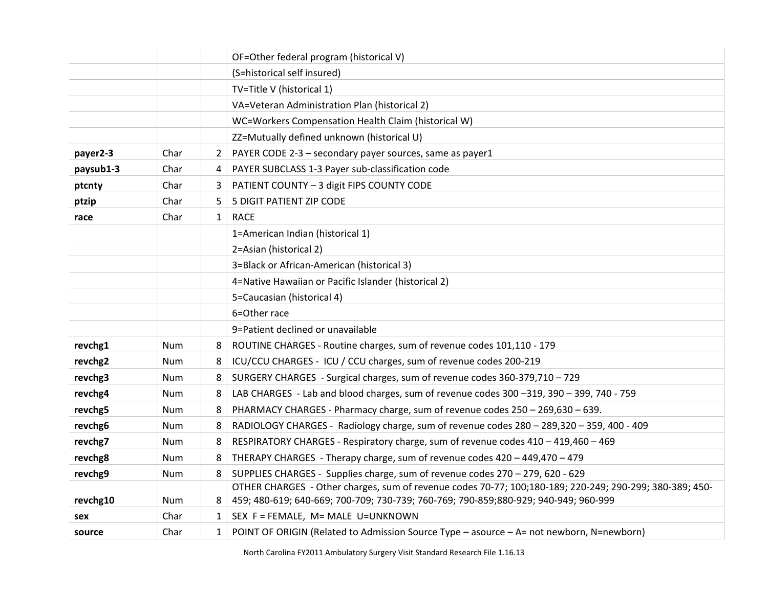| | | | |
|---|---|---|---|
| | | | OF=Other federal program (historical V) |
| | | | (S=historical self insured) |
| | | | TV=Title V (historical 1) |
| | | | VA=Veteran Administration Plan (historical 2) |
| | | | WC=Workers Compensation Health Claim (historical W) |
| | | | ZZ=Mutually defined unknown (historical U) |
| **payer2-3** | Char | 2 | PAYER CODE 2-3 – secondary payer sources, same as payer1 |
| **paysub1-3** | Char | 4 | PAYER SUBCLASS 1-3 Payer sub-classification code |
| **ptcnty** | Char | 3 | PATIENT COUNTY – 3 digit FIPS COUNTY CODE |
| **ptzip** | Char | 5 | 5 DIGIT PATIENT ZIP CODE |
| **race** | Char | 1 | RACE |
| | | | 1=American Indian (historical 1) |
| | | | 2=Asian (historical 2) |
| | | | 3=Black or African-American (historical 3) |
| | | | 4=Native Hawaiian or Pacific Islander (historical 2) |
| | | | 5=Caucasian (historical 4) |
| | | | 6=Other race |
| | | | 9=Patient declined or unavailable |
| **revchg1** | Num | 8 | ROUTINE CHARGES - Routine charges, sum of revenue codes 101,110 - 179 |
| **revchg2** | Num | 8 | ICU/CCU CHARGES - ICU / CCU charges, sum of revenue codes 200-219 |
| **revchg3** | Num | 8 | SURGERY CHARGES - Surgical charges, sum of revenue codes 360-379,710 – 729 |
| **revchg4** | Num | 8 | LAB CHARGES - Lab and blood charges, sum of revenue codes 300 –319, 390 – 399, 740 - 759 |
| **revchg5** | Num | 8 | PHARMACY CHARGES - Pharmacy charge, sum of revenue codes 250 – 269,630 – 639. |
| **revchg6** | Num | 8 | RADIOLOGY CHARGES - Radiology charge, sum of revenue codes 280 – 289,320 – 359, 400 - 409 |
| **revchg7** | Num | 8 | RESPIRATORY CHARGES - Respiratory charge, sum of revenue codes 410 – 419,460 – 469 |
| **revchg8** | Num | 8 | THERAPY CHARGES - Therapy charge, sum of revenue codes 420 – 449,470 – 479 |
| **revchg9** | Num | 8 | SUPPLIES CHARGES - Supplies charge, sum of revenue codes 270 – 279, 620 - 629 |
| **revchg10** | Num | 8 | OTHER CHARGES - Other charges, sum of revenue codes 70-77; 100;180-189; 220-249; 290-299; 380-389; 450-459; 480-619; 640-669; 700-709; 730-739; 760-769; 790-859;880-929; 940-949; 960-999 |
| **sex** | Char | 1 | SEX F = FEMALE, M= MALE U=UNKNOWN |
| **source** | Char | 1 | POINT OF ORIGIN (Related to Admission Source Type – asource – A= not newborn, N=newborn) |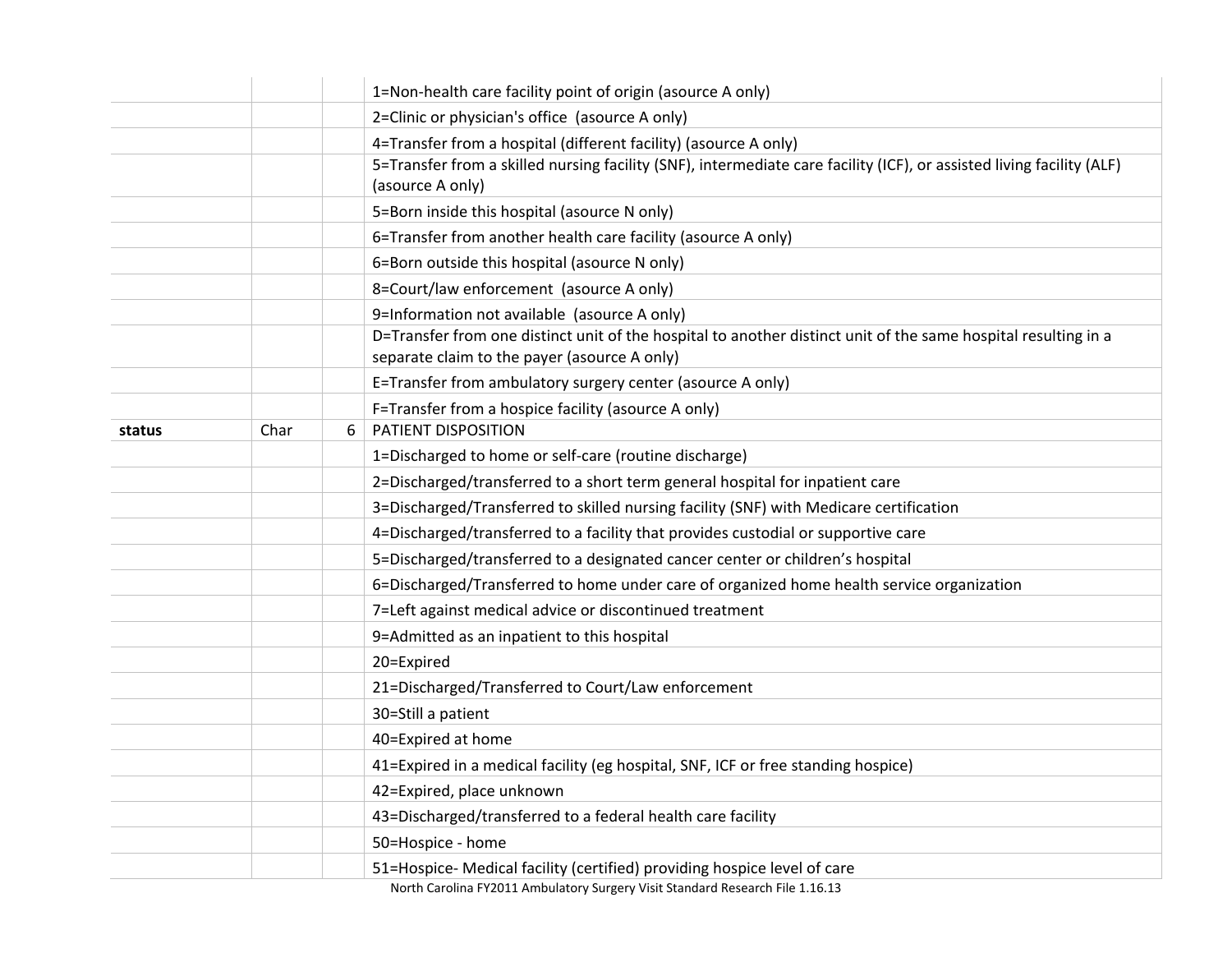| | | | |
|---|---|---|---|
| | | | 1=Non-health care facility point of origin (asource A only) |
| | | | 2=Clinic or physician's office (asource A only) |
| | | | 4=Transfer from a hospital (different facility) (asource A only) |
| | | | 5=Transfer from a skilled nursing facility (SNF), intermediate care facility (ICF), or assisted living facility (ALF) (asource A only) |
| | | | 5=Born inside this hospital (asource N only) |
| | | | 6=Transfer from another health care facility (asource A only) |
| | | | 6=Born outside this hospital (asource N only) |
| | | | 8=Court/law enforcement (asource A only) |
| | | | 9=Information not available (asource A only) |
| | | | D=Transfer from one distinct unit of the hospital to another distinct unit of the same hospital resulting in a separate claim to the payer (asource A only) |
| | | | E=Transfer from ambulatory surgery center (asource A only) |
| | | | F=Transfer from a hospice facility (asource A only) |
| **status** | Char | 6 | PATIENT DISPOSITION |
| | | | 1=Discharged to home or self-care (routine discharge) |
| | | | 2=Discharged/transferred to a short term general hospital for inpatient care |
| | | | 3=Discharged/Transferred to skilled nursing facility (SNF) with Medicare certification |
| | | | 4=Discharged/transferred to a facility that provides custodial or supportive care |
| | | | 5=Discharged/transferred to a designated cancer center or children's hospital |
| | | | 6=Discharged/Transferred to home under care of organized home health service organization |
| | | | 7=Left against medical advice or discontinued treatment |
| | | | 9=Admitted as an inpatient to this hospital |
| | | | 20=Expired |
| | | | 21=Discharged/Transferred to Court/Law enforcement |
| | | | 30=Still a patient |
| | | | 40=Expired at home |
| | | | 41=Expired in a medical facility (eg hospital, SNF, ICF or free standing hospice) |
| | | | 42=Expired, place unknown |
| | | | 43=Discharged/transferred to a federal health care facility |
| | | | 50=Hospice - home |
| | | | 51=Hospice- Medical facility (certified) providing hospice level of care |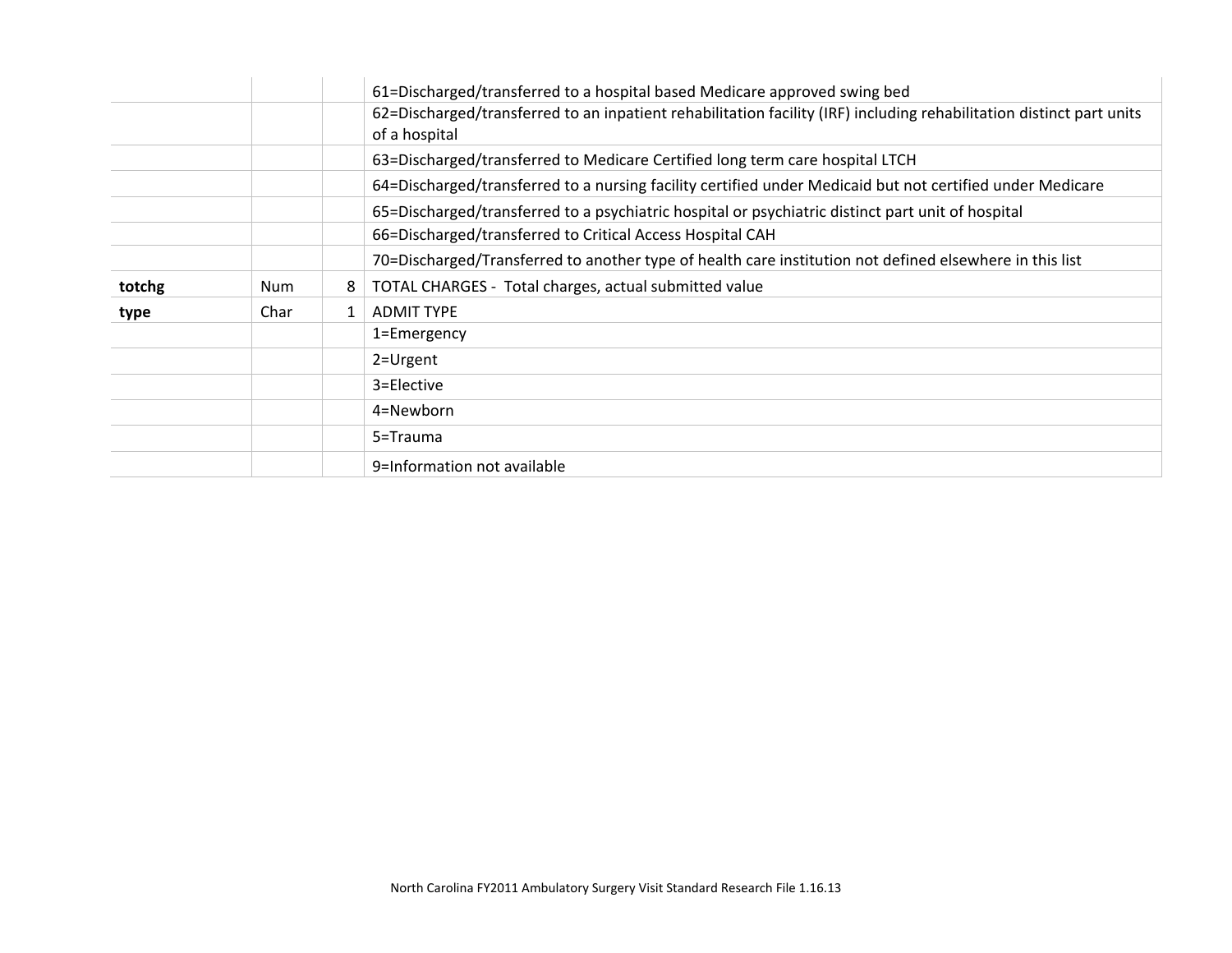| | | | |
|---|---|---|---|
| | | | 61=Discharged/transferred to a hospital based Medicare approved swing bed |
| | | | 62=Discharged/transferred to an inpatient rehabilitation facility (IRF) including rehabilitation distinct part units of a hospital |
| | | | 63=Discharged/transferred to Medicare Certified long term care hospital LTCH |
| | | | 64=Discharged/transferred to a nursing facility certified under Medicaid but not certified under Medicare |
| | | | 65=Discharged/transferred to a psychiatric hospital or psychiatric distinct part unit of hospital |
| | | | 66=Discharged/transferred to Critical Access Hospital CAH |
| | | | 70=Discharged/Transferred to another type of health care institution not defined elsewhere in this list |
| **totchg** | Num | 8 | TOTAL CHARGES - Total charges, actual submitted value |
| **type** | Char | 1 | ADMIT TYPE |
| | | | 1=Emergency |
| | | | 2=Urgent |
| | | | 3=Elective |
| | | | 4=Newborn |
| | | | 5=Trauma |
| | | | 9=Information not available |